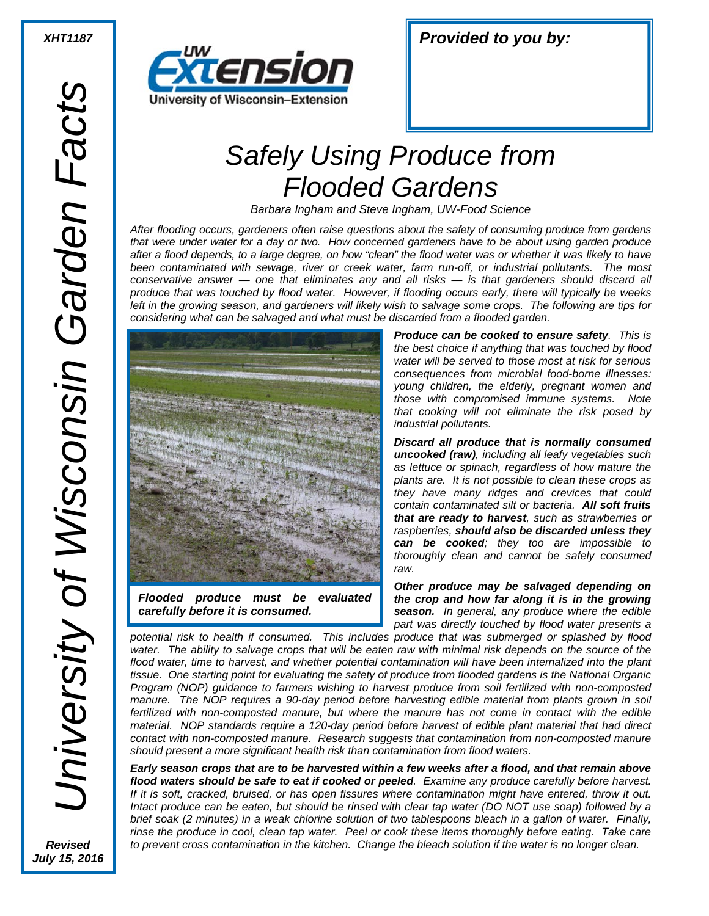XHT1187

*University of Wisconsin Garden Facts*

**Provided to you by:**

# *Safely Using Produce from Flooded Gardens*

*Barbara Ingham and Steve Ingham, UW-Food Science*

*After flooding occurs, gardeners often raise questions about the safety of consuming produce from gardens that were under water for a day or two. How concerned gardeners have to be about using garden produce after a flood depends, to a large degree, on how "clean" the flood water was or whether it was likely to have been contaminated with sewage, river or creek water, farm run-off, or industrial pollutants. The most conservative answer — one that eliminates any and all risks — is that gardeners should discard all produce that was touched by flood water. However, if flooding occurs early, there will typically be weeks left in the growing season, and gardeners will likely wish to salvage some crops. The following are tips for considering what can be salvaged and what must be discarded from a flooded garden.*

***Flooded produce must be evaluated carefully before it is consumed.***

***Produce can be cooked to ensure safety****. This is the best choice if anything that was touched by flood water will be served to those most at risk for serious consequences from microbial food-borne illnesses: young children, the elderly, pregnant women and those with compromised immune systems. Note that cooking will not eliminate the risk posed by industrial pollutants.*

***Discard all produce that is normally consumed uncooked (raw)****, including all leafy vegetables such as lettuce or spinach, regardless of how mature the plants are. It is not possible to clean these crops as they have many ridges and crevices that could contain contaminated silt or bacteria.* ***All soft fruits that are ready to harvest****, such as strawberries or raspberries,* ***should also be discarded unless they can be cooked****; they too are impossible to thoroughly clean and cannot be safely consumed raw.*

***Other produce may be salvaged depending on the crop and how far along it is in the growing season.*** *In general, any produce where the edible part was directly touched by flood water presents a potential risk to health if consumed. This includes produce that was submerged or splashed by flood water. The ability to salvage crops that will be eaten raw with minimal risk depends on the source of the flood water, time to harvest, and whether potential contamination will have been internalized into the plant tissue. One starting point for evaluating the safety of produce from flooded gardens is the National Organic Program (NOP) guidance to farmers wishing to harvest produce from soil fertilized with non-composted manure. The NOP requires a 90-day period before harvesting edible material from plants grown in soil fertilized with non-composted manure, but where the manure has not come in contact with the edible material. NOP standards require a 120-day period before harvest of edible plant material that had direct contact with non-composted manure. Research suggests that contamination from non-composted manure should present a more significant health risk than contamination from flood waters.*

***Early season crops that are to be harvested within a few weeks after a flood, and that remain above flood waters should be safe to eat if cooked or peeled****. Examine any produce carefully before harvest. If it is soft, cracked, bruised, or has open fissures where contamination might have entered, throw it out. Intact produce can be eaten, but should be rinsed with clear tap water (DO NOT use soap) followed by a brief soak (2 minutes) in a weak chlorine solution of two tablespoons bleach in a gallon of water. Finally, rinse the produce in cool, clean tap water. Peel or cook these items thoroughly before eating. Take care to prevent cross contamination in the kitchen. Change the bleach solution if the water is no longer clean.*

***Revised July 15, 2016***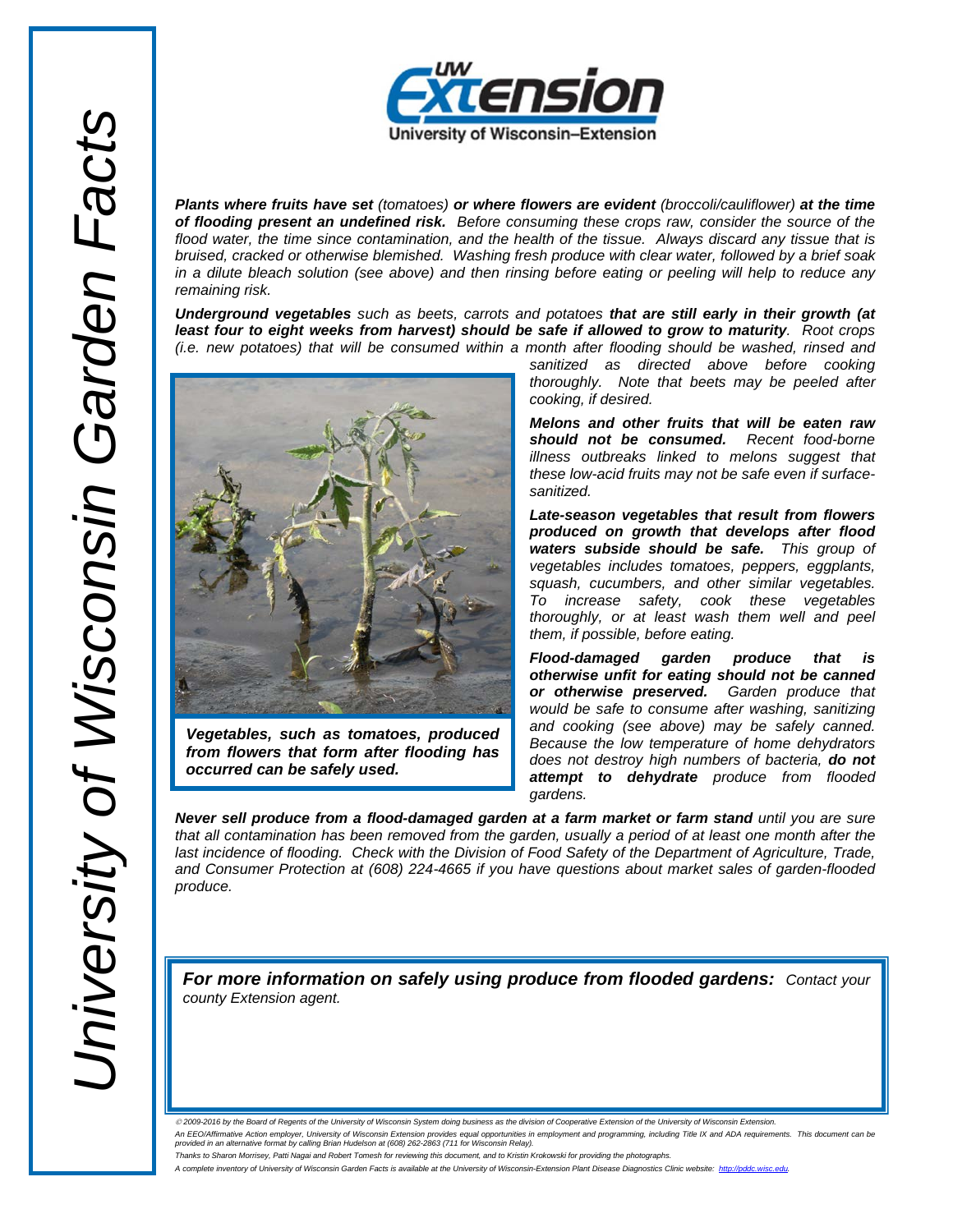***Plants where fruits have set*** *(tomatoes)* ***or where flowers are evident*** *(broccoli/cauliflower)* ***at the time of flooding present an undefined risk.*** *Before consuming these crops raw, consider the source of the flood water, the time since contamination, and the health of the tissue. Always discard any tissue that is bruised, cracked or otherwise blemished. Washing fresh produce with clear water, followed by a brief soak in a dilute bleach solution (see above) and then rinsing before eating or peeling will help to reduce any remaining risk.*

***Underground vegetables*** *such as beets, carrots and potatoes* ***that are still early in their growth (at least four to eight weeks from harvest) should be safe if allowed to grow to maturity****. Root crops (i.e. new potatoes) that will be consumed within a month after flooding should be washed, rinsed and sanitized as directed above before cooking thoroughly. Note that beets may be peeled after cooking, if desired.*

***Vegetables, such as tomatoes, produced from flowers that form after flooding has occurred can be safely used.***

***Melons and other fruits that will be eaten raw should not be consumed.*** *Recent food-borne illness outbreaks linked to melons suggest that these low-acid fruits may not be safe even if surface-sanitized.*

***Late-season vegetables that result from flowers produced on growth that develops after flood waters subside should be safe.*** *This group of vegetables includes tomatoes, peppers, eggplants, squash, cucumbers, and other similar vegetables. To increase safety, cook these vegetables thoroughly, or at least wash them well and peel them, if possible, before eating.*

***Flood-damaged garden produce that is otherwise unfit for eating should not be canned or otherwise preserved.*** *Garden produce that would be safe to consume after washing, sanitizing and cooking (see above) may be safely canned. Because the low temperature of home dehydrators does not destroy high numbers of bacteria,* ***do not attempt to dehydrate*** *produce from flooded gardens.*

***Never sell produce from a flood-damaged garden at a farm market or farm stand*** *until you are sure that all contamination has been removed from the garden, usually a period of at least one month after the last incidence of flooding. Check with the Division of Food Safety of the Department of Agriculture, Trade, and Consumer Protection at (608) 224-4665 if you have questions about market sales of garden-flooded produce.*

***For more information on safely using produce from flooded gardens:*** *Contact your county Extension agent.*

*© 2009-2016 by the Board of Regents of the University of Wisconsin System doing business as the division of Cooperative Extension of the University of Wisconsin Extension.*

*An EEO/Affirmative Action employer, University of Wisconsin Extension provides equal opportunities in employment and programming, including Title IX and ADA requirements. This document can be provided in an alternative format by calling Brian Hudelson at (608) 262-2863 (711 for Wisconsin Relay).*

*Thanks to Sharon Morrisey, Patti Nagai and Robert Tomesh for reviewing this document, and to Kristin Krokowski for providing the photographs.*

*A complete inventory of University of Wisconsin Garden Facts is available at the University of Wisconsin-Extension Plant Disease Diagnostics Clinic website: http://pddc.wisc.edu.*